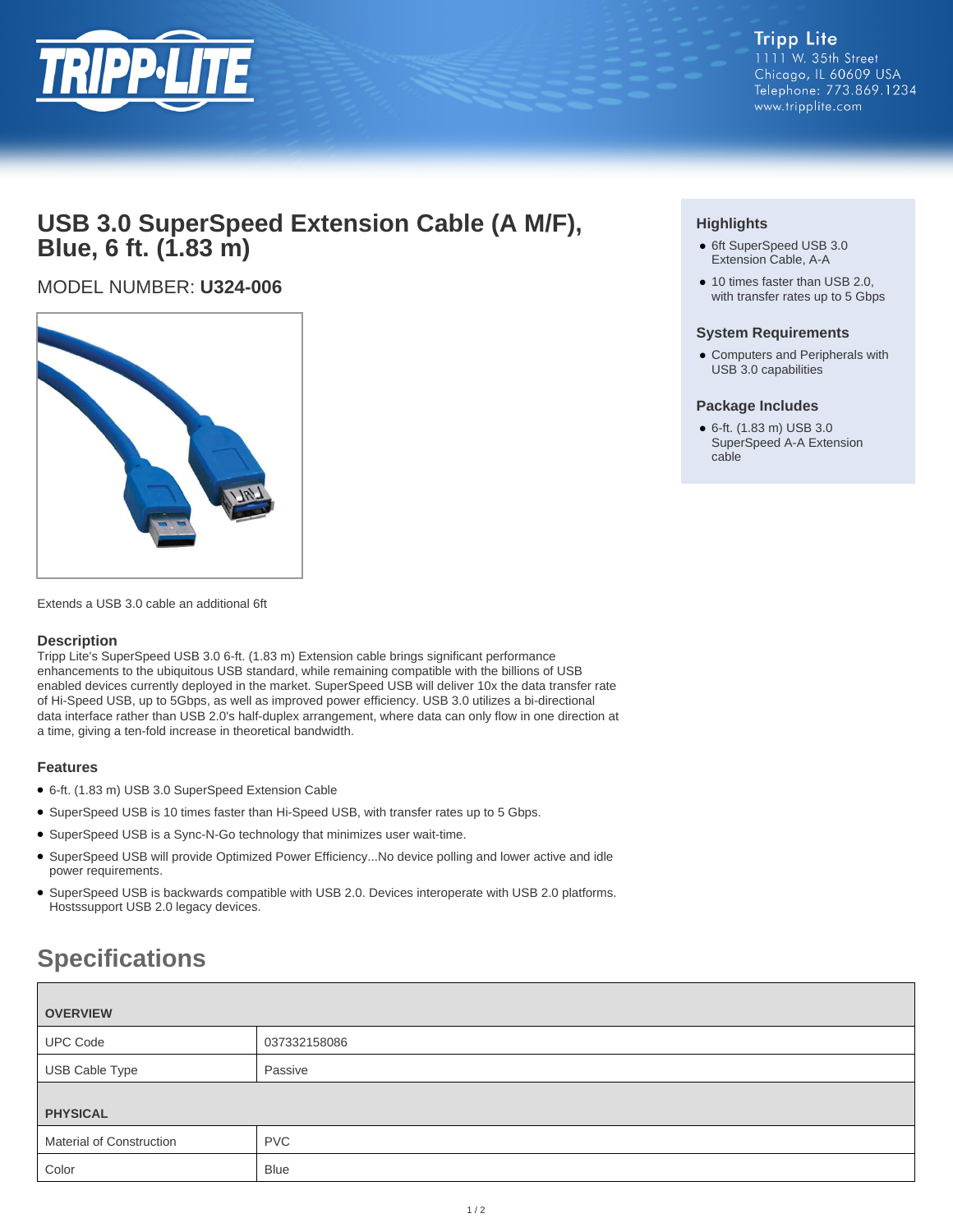Tripp Lite
1111 W. 35th Street
Chicago, IL 60609 USA
Telephone: 773.869.1234
www.tripplite.com

# USB 3.0 SuperSpeed Extension Cable (A M/F), Blue, 6 ft. (1.83 m)

MODEL NUMBER: **U324-006**

Extends a USB 3.0 cable an additional 6ft

### Highlights

- 6ft SuperSpeed USB 3.0 Extension Cable, A-A
- 10 times faster than USB 2.0, with transfer rates up to 5 Gbps

### System Requirements

- Computers and Peripherals with USB 3.0 capabilities

### Package Includes

- 6-ft. (1.83 m) USB 3.0 SuperSpeed A-A Extension cable

### Description

Tripp Lite's SuperSpeed USB 3.0 6-ft. (1.83 m) Extension cable brings significant performance enhancements to the ubiquitous USB standard, while remaining compatible with the billions of USB enabled devices currently deployed in the market. SuperSpeed USB will deliver 10x the data transfer rate of Hi-Speed USB, up to 5Gbps, as well as improved power efficiency. USB 3.0 utilizes a bi-directional data interface rather than USB 2.0's half-duplex arrangement, where data can only flow in one direction at a time, giving a ten-fold increase in theoretical bandwidth.

### Features

- 6-ft. (1.83 m) USB 3.0 SuperSpeed Extension Cable
- SuperSpeed USB is 10 times faster than Hi-Speed USB, with transfer rates up to 5 Gbps.
- SuperSpeed USB is a Sync-N-Go technology that minimizes user wait-time.
- SuperSpeed USB will provide Optimized Power Efficiency...No device polling and lower active and idle power requirements.
- SuperSpeed USB is backwards compatible with USB 2.0. Devices interoperate with USB 2.0 platforms. Hostssupport USB 2.0 legacy devices.

## Specifications

| **OVERVIEW** | |
|---|---|
| UPC Code | 037332158086 |
| USB Cable Type | Passive |
| **PHYSICAL** | |
| Material of Construction | PVC |
| Color | Blue |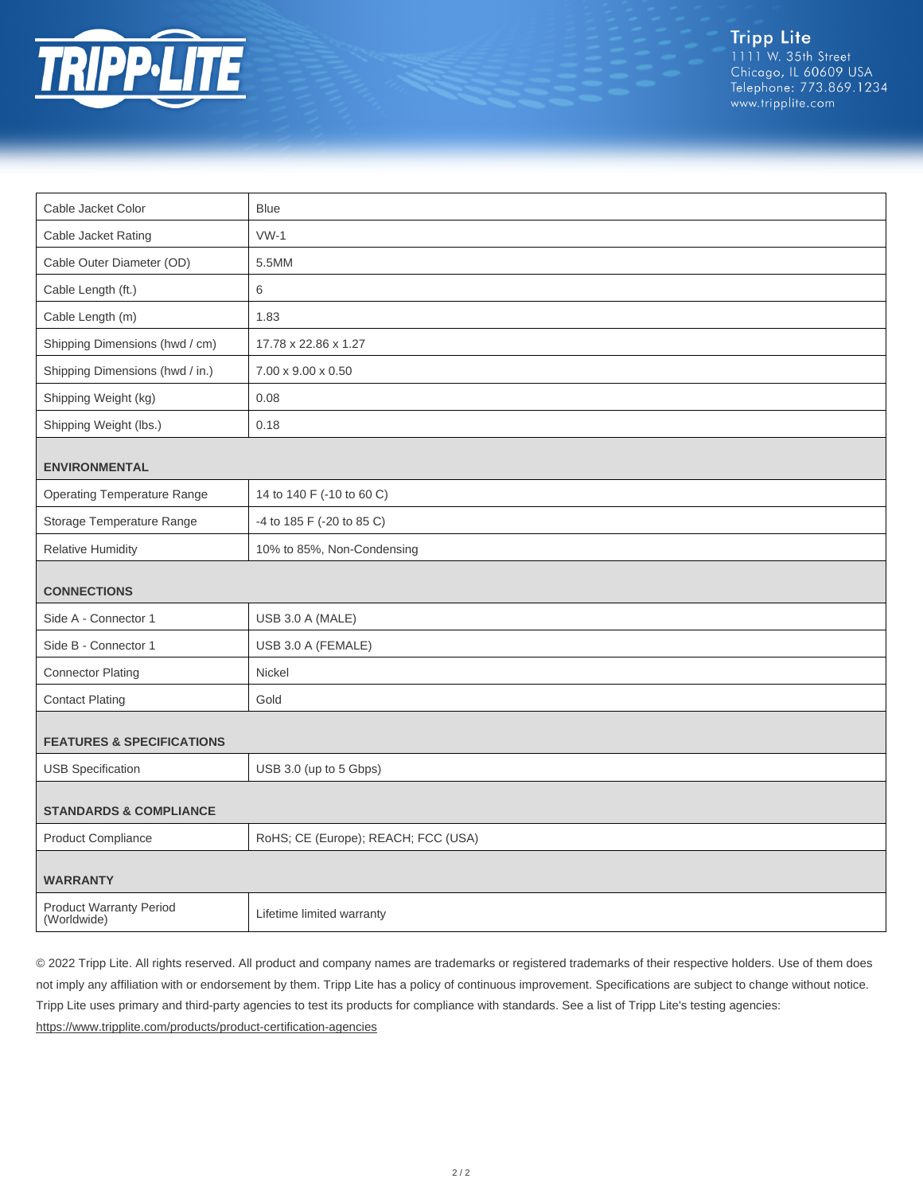| | |
|---|---|
| Cable Jacket Color | Blue |
| Cable Jacket Rating | VW-1 |
| Cable Outer Diameter (OD) | 5.5MM |
| Cable Length (ft.) | 6 |
| Cable Length (m) | 1.83 |
| Shipping Dimensions (hwd / cm) | 17.78 x 22.86 x 1.27 |
| Shipping Dimensions (hwd / in.) | 7.00 x 9.00 x 0.50 |
| Shipping Weight (kg) | 0.08 |
| Shipping Weight (lbs.) | 0.18 |
| **ENVIRONMENTAL** | |
| Operating Temperature Range | 14 to 140 F (-10 to 60 C) |
| Storage Temperature Range | -4 to 185 F (-20 to 85 C) |
| Relative Humidity | 10% to 85%, Non-Condensing |
| **CONNECTIONS** | |
| Side A - Connector 1 | USB 3.0 A (MALE) |
| Side B - Connector 1 | USB 3.0 A (FEMALE) |
| Connector Plating | Nickel |
| Contact Plating | Gold |
| **FEATURES & SPECIFICATIONS** | |
| USB Specification | USB 3.0 (up to 5 Gbps) |
| **STANDARDS & COMPLIANCE** | |
| Product Compliance | RoHS; CE (Europe); REACH; FCC (USA) |
| **WARRANTY** | |
| Product Warranty Period (Worldwide) | Lifetime limited warranty |

© 2022 Tripp Lite. All rights reserved. All product and company names are trademarks or registered trademarks of their respective holders. Use of them does not imply any affiliation with or endorsement by them. Tripp Lite has a policy of continuous improvement. Specifications are subject to change without notice. Tripp Lite uses primary and third-party agencies to test its products for compliance with standards. See a list of Tripp Lite's testing agencies: https://www.tripplite.com/products/product-certification-agencies